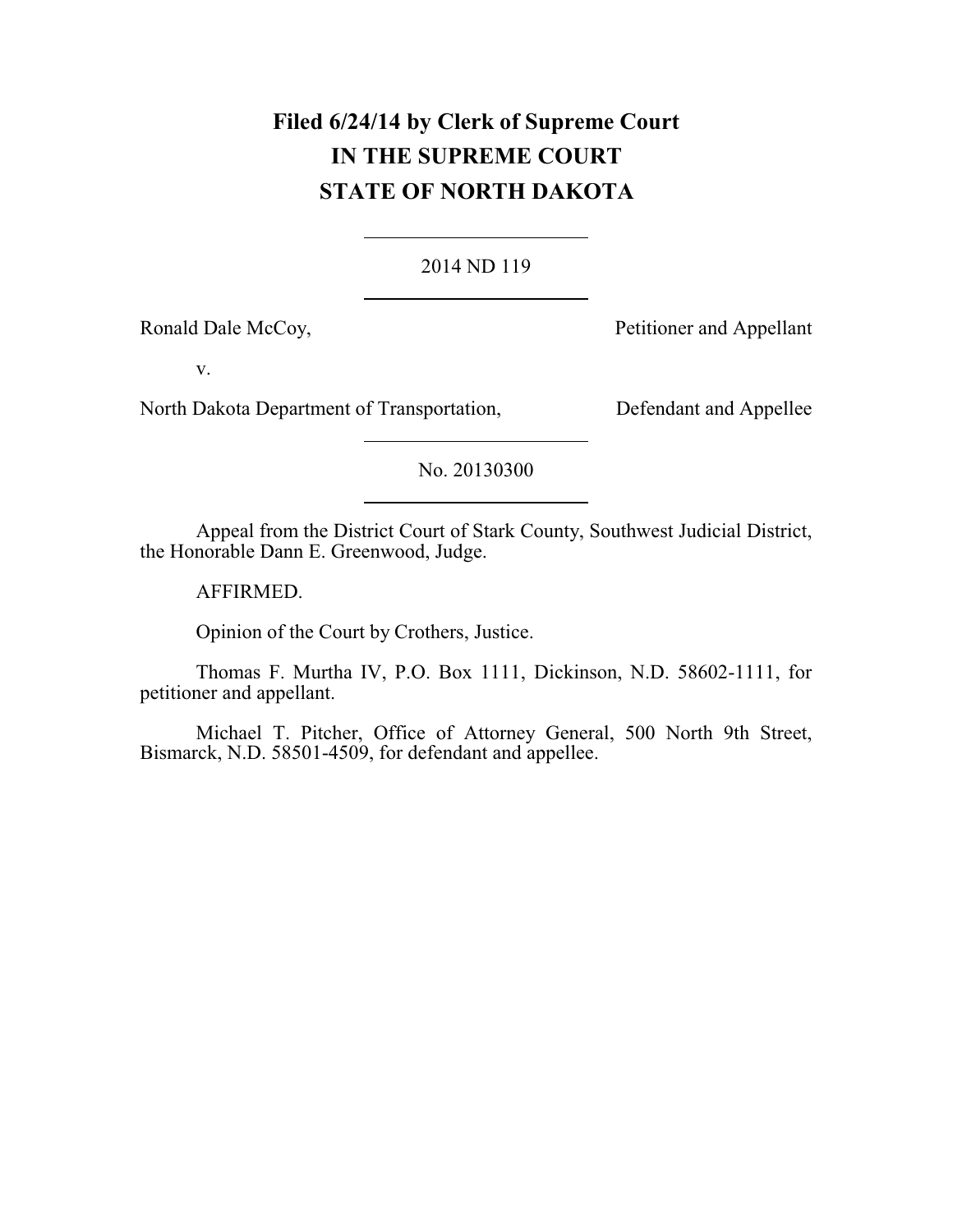**Filed 6/24/14 by Clerk of Supreme Court**
**IN THE SUPREME COURT**
**STATE OF NORTH DAKOTA**

2014 ND 119

Ronald Dale McCoy, Petitioner and Appellant

v.

North Dakota Department of Transportation, Defendant and Appellee

No. 20130300

Appeal from the District Court of Stark County, Southwest Judicial District, the Honorable Dann E. Greenwood, Judge.

AFFIRMED.

Opinion of the Court by Crothers, Justice.

Thomas F. Murtha IV, P.O. Box 1111, Dickinson, N.D. 58602-1111, for petitioner and appellant.

Michael T. Pitcher, Office of Attorney General, 500 North 9th Street, Bismarck, N.D. 58501-4509, for defendant and appellee.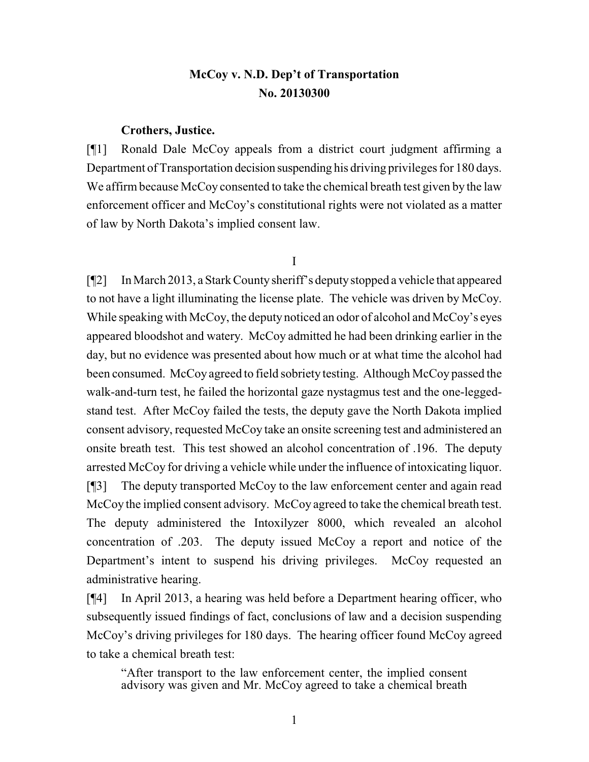**McCoy v. N.D. Dep't of Transportation**
**No. 20130300**

**Crothers, Justice.**

[¶1] Ronald Dale McCoy appeals from a district court judgment affirming a Department of Transportation decision suspending his driving privileges for 180 days. We affirm because McCoy consented to take the chemical breath test given by the law enforcement officer and McCoy's constitutional rights were not violated as a matter of law by North Dakota's implied consent law.

I

[¶2] In March 2013, a Stark County sheriff's deputy stopped a vehicle that appeared to not have a light illuminating the license plate. The vehicle was driven by McCoy. While speaking with McCoy, the deputy noticed an odor of alcohol and McCoy's eyes appeared bloodshot and watery. McCoy admitted he had been drinking earlier in the day, but no evidence was presented about how much or at what time the alcohol had been consumed. McCoy agreed to field sobriety testing. Although McCoy passed the walk-and-turn test, he failed the horizontal gaze nystagmus test and the one-legged-stand test. After McCoy failed the tests, the deputy gave the North Dakota implied consent advisory, requested McCoy take an onsite screening test and administered an onsite breath test. This test showed an alcohol concentration of .196. The deputy arrested McCoy for driving a vehicle while under the influence of intoxicating liquor.

[¶3] The deputy transported McCoy to the law enforcement center and again read McCoy the implied consent advisory. McCoy agreed to take the chemical breath test. The deputy administered the Intoxilyzer 8000, which revealed an alcohol concentration of .203. The deputy issued McCoy a report and notice of the Department's intent to suspend his driving privileges. McCoy requested an administrative hearing.

[¶4] In April 2013, a hearing was held before a Department hearing officer, who subsequently issued findings of fact, conclusions of law and a decision suspending McCoy's driving privileges for 180 days. The hearing officer found McCoy agreed to take a chemical breath test:

> "After transport to the law enforcement center, the implied consent advisory was given and Mr. McCoy agreed to take a chemical breath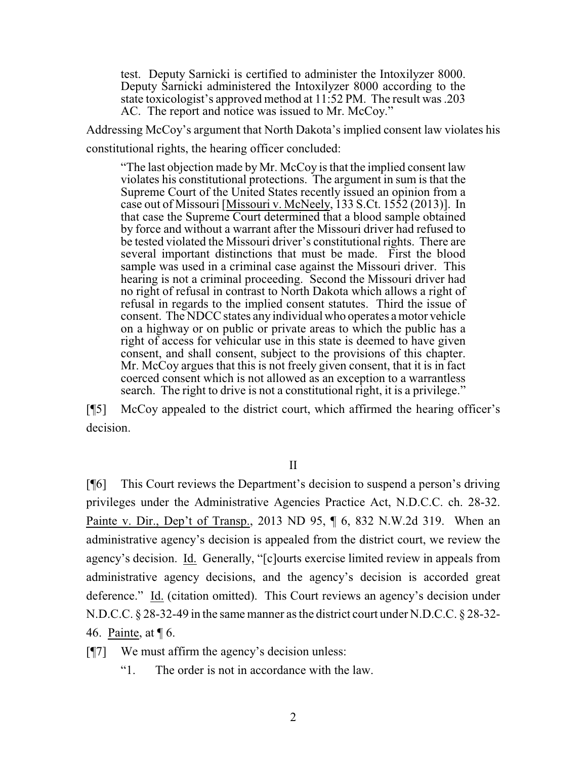> test. Deputy Sarnicki is certified to administer the Intoxilyzer 8000. Deputy Sarnicki administered the Intoxilyzer 8000 according to the state toxicologist's approved method at 11:52 PM. The result was .203 AC. The report and notice was issued to Mr. McCoy."

Addressing McCoy's argument that North Dakota's implied consent law violates his constitutional rights, the hearing officer concluded:

> "The last objection made by Mr. McCoy is that the implied consent law violates his constitutional protections. The argument in sum is that the Supreme Court of the United States recently issued an opinion from a case out of Missouri [Missouri v. McNeely, 133 S.Ct. 1552 (2013)]. In that case the Supreme Court determined that a blood sample obtained by force and without a warrant after the Missouri driver had refused to be tested violated the Missouri driver's constitutional rights. There are several important distinctions that must be made. First the blood sample was used in a criminal case against the Missouri driver. This hearing is not a criminal proceeding. Second the Missouri driver had no right of refusal in contrast to North Dakota which allows a right of refusal in regards to the implied consent statutes. Third the issue of consent. The NDCC states any individual who operates a motor vehicle on a highway or on public or private areas to which the public has a right of access for vehicular use in this state is deemed to have given consent, and shall consent, subject to the provisions of this chapter. Mr. McCoy argues that this is not freely given consent, that it is in fact coerced consent which is not allowed as an exception to a warrantless search. The right to drive is not a constitutional right, it is a privilege."

[¶5] McCoy appealed to the district court, which affirmed the hearing officer's decision.

## II

[¶6] This Court reviews the Department's decision to suspend a person's driving privileges under the Administrative Agencies Practice Act, N.D.C.C. ch. 28-32. Painte v. Dir., Dep't of Transp., 2013 ND 95, ¶ 6, 832 N.W.2d 319. When an administrative agency's decision is appealed from the district court, we review the agency's decision. Id. Generally, "[c]ourts exercise limited review in appeals from administrative agency decisions, and the agency's decision is accorded great deference." Id. (citation omitted). This Court reviews an agency's decision under N.D.C.C. § 28-32-49 in the same manner as the district court under N.D.C.C. § 28-32-46. Painte, at ¶ 6.

[¶7] We must affirm the agency's decision unless:

> "1. The order is not in accordance with the law.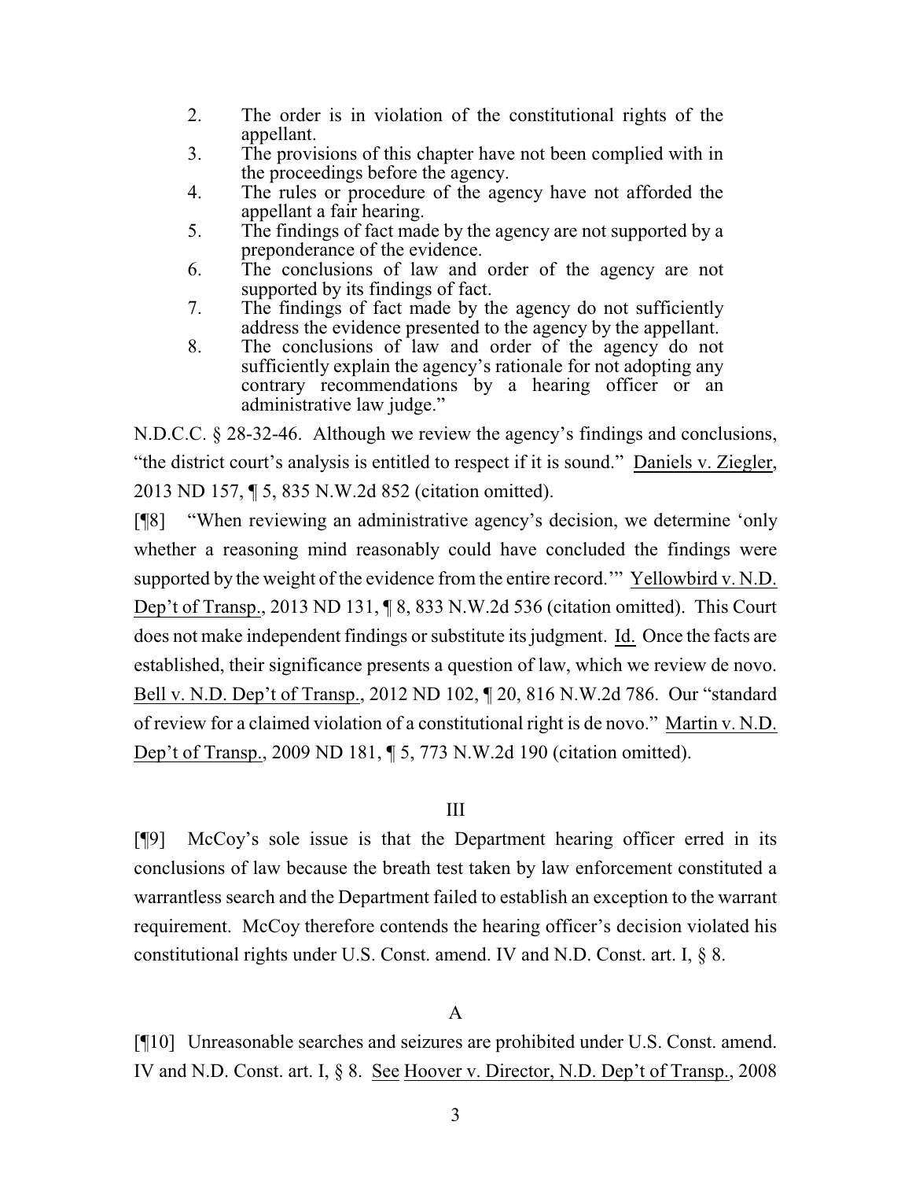2. The order is in violation of the constitutional rights of the appellant.
3. The provisions of this chapter have not been complied with in the proceedings before the agency.
4. The rules or procedure of the agency have not afforded the appellant a fair hearing.
5. The findings of fact made by the agency are not supported by a preponderance of the evidence.
6. The conclusions of law and order of the agency are not supported by its findings of fact.
7. The findings of fact made by the agency do not sufficiently address the evidence presented to the agency by the appellant.
8. The conclusions of law and order of the agency do not sufficiently explain the agency's rationale for not adopting any contrary recommendations by a hearing officer or an administrative law judge."

N.D.C.C. § 28-32-46. Although we review the agency's findings and conclusions, "the district court's analysis is entitled to respect if it is sound." Daniels v. Ziegler, 2013 ND 157, ¶ 5, 835 N.W.2d 852 (citation omitted).

[¶8] "When reviewing an administrative agency's decision, we determine 'only whether a reasoning mind reasonably could have concluded the findings were supported by the weight of the evidence from the entire record.'" Yellowbird v. N.D. Dep't of Transp., 2013 ND 131, ¶ 8, 833 N.W.2d 536 (citation omitted). This Court does not make independent findings or substitute its judgment. Id. Once the facts are established, their significance presents a question of law, which we review de novo. Bell v. N.D. Dep't of Transp., 2012 ND 102, ¶ 20, 816 N.W.2d 786. Our "standard of review for a claimed violation of a constitutional right is de novo." Martin v. N.D. Dep't of Transp., 2009 ND 181, ¶ 5, 773 N.W.2d 190 (citation omitted).

## III

[¶9] McCoy's sole issue is that the Department hearing officer erred in its conclusions of law because the breath test taken by law enforcement constituted a warrantless search and the Department failed to establish an exception to the warrant requirement. McCoy therefore contends the hearing officer's decision violated his constitutional rights under U.S. Const. amend. IV and N.D. Const. art. I, § 8.

### A

[¶10] Unreasonable searches and seizures are prohibited under U.S. Const. amend. IV and N.D. Const. art. I, § 8. See Hoover v. Director, N.D. Dep't of Transp., 2008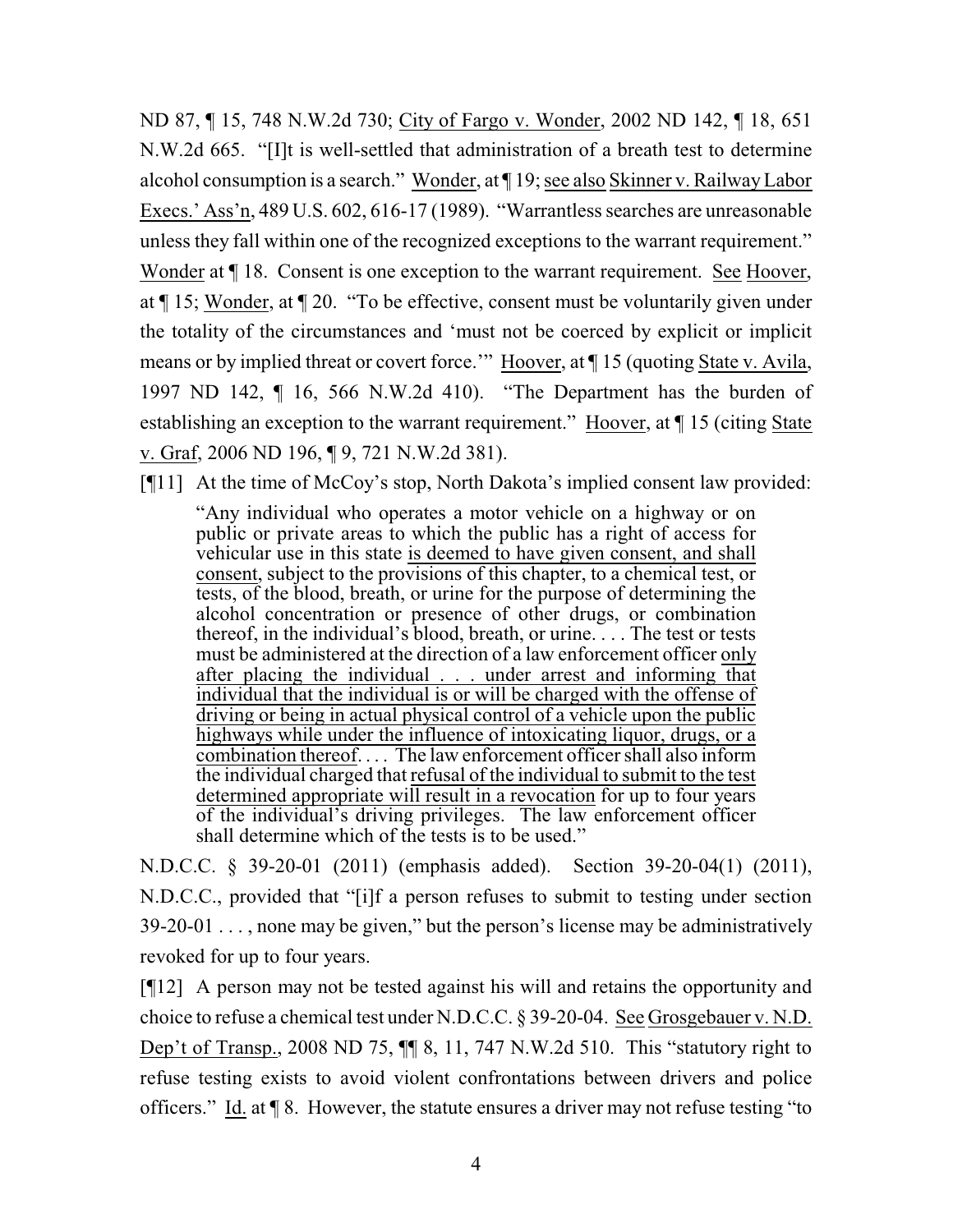ND 87, ¶ 15, 748 N.W.2d 730; City of Fargo v. Wonder, 2002 ND 142, ¶ 18, 651 N.W.2d 665. "[I]t is well-settled that administration of a breath test to determine alcohol consumption is a search." Wonder, at ¶ 19; see also Skinner v. Railway Labor Execs.' Ass'n, 489 U.S. 602, 616-17 (1989). "Warrantless searches are unreasonable unless they fall within one of the recognized exceptions to the warrant requirement." Wonder at ¶ 18. Consent is one exception to the warrant requirement. See Hoover, at ¶ 15; Wonder, at ¶ 20. "To be effective, consent must be voluntarily given under the totality of the circumstances and 'must not be coerced by explicit or implicit means or by implied threat or covert force.'" Hoover, at ¶ 15 (quoting State v. Avila, 1997 ND 142, ¶ 16, 566 N.W.2d 410). "The Department has the burden of establishing an exception to the warrant requirement." Hoover, at ¶ 15 (citing State v. Graf, 2006 ND 196, ¶ 9, 721 N.W.2d 381).

[¶11] At the time of McCoy's stop, North Dakota's implied consent law provided:

> "Any individual who operates a motor vehicle on a highway or on public or private areas to which the public has a right of access for vehicular use in this state <u>is deemed to have given consent, and shall consent</u>, subject to the provisions of this chapter, to a chemical test, or tests, of the blood, breath, or urine for the purpose of determining the alcohol concentration or presence of other drugs, or combination thereof, in the individual's blood, breath, or urine. . . . The test or tests must be administered at the direction of a law enforcement officer <u>only after placing the individual . . . under arrest and informing that individual that the individual is or will be charged with the offense of driving or being in actual physical control of a vehicle upon the public highways while under the influence of intoxicating liquor, drugs, or a combination thereof</u>. . . . The law enforcement officer shall also inform the individual charged that <u>refusal of the individual to submit to the test determined appropriate will result in a revocation</u> for up to four years of the individual's driving privileges. The law enforcement officer shall determine which of the tests is to be used."

N.D.C.C. § 39-20-01 (2011) (emphasis added). Section 39-20-04(1) (2011), N.D.C.C., provided that "[i]f a person refuses to submit to testing under section 39-20-01 . . . , none may be given," but the person's license may be administratively revoked for up to four years.

[¶12] A person may not be tested against his will and retains the opportunity and choice to refuse a chemical test under N.D.C.C. § 39-20-04. See Grosgebauer v. N.D. Dep't of Transp., 2008 ND 75, ¶¶ 8, 11, 747 N.W.2d 510. This "statutory right to refuse testing exists to avoid violent confrontations between drivers and police officers." Id. at ¶ 8. However, the statute ensures a driver may not refuse testing "to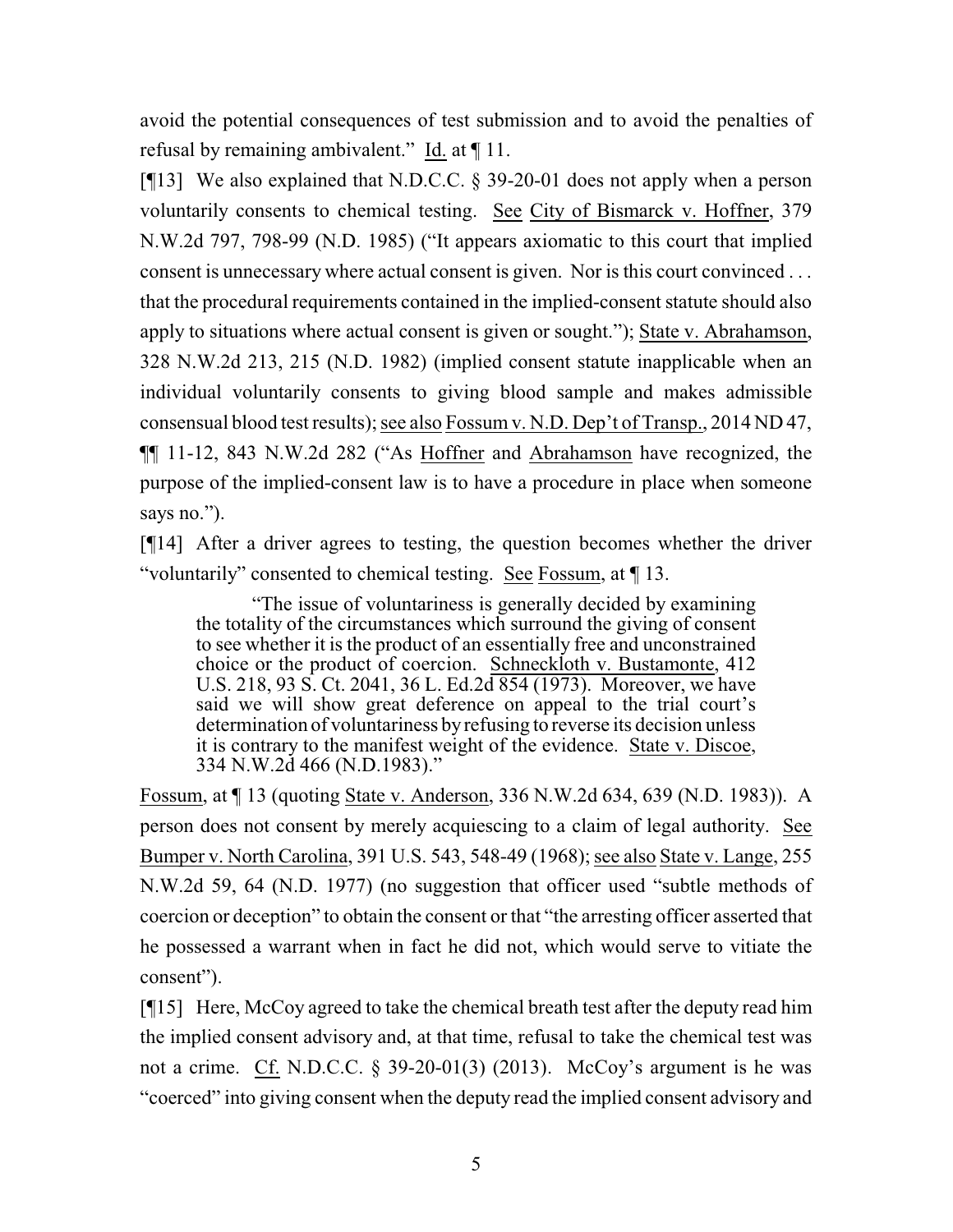avoid the potential consequences of test submission and to avoid the penalties of refusal by remaining ambivalent." Id. at ¶ 11.

[¶13] We also explained that N.D.C.C. § 39-20-01 does not apply when a person voluntarily consents to chemical testing. See City of Bismarck v. Hoffner, 379 N.W.2d 797, 798-99 (N.D. 1985) ("It appears axiomatic to this court that implied consent is unnecessary where actual consent is given. Nor is this court convinced . . . that the procedural requirements contained in the implied-consent statute should also apply to situations where actual consent is given or sought."); State v. Abrahamson, 328 N.W.2d 213, 215 (N.D. 1982) (implied consent statute inapplicable when an individual voluntarily consents to giving blood sample and makes admissible consensual blood test results); see also Fossum v. N.D. Dep't of Transp., 2014 ND 47, ¶¶ 11-12, 843 N.W.2d 282 ("As Hoffner and Abrahamson have recognized, the purpose of the implied-consent law is to have a procedure in place when someone says no.").

[¶14] After a driver agrees to testing, the question becomes whether the driver "voluntarily" consented to chemical testing. See Fossum, at ¶ 13.

> "The issue of voluntariness is generally decided by examining the totality of the circumstances which surround the giving of consent to see whether it is the product of an essentially free and unconstrained choice or the product of coercion. Schneckloth v. Bustamonte, 412 U.S. 218, 93 S. Ct. 2041, 36 L. Ed.2d 854 (1973). Moreover, we have said we will show great deference on appeal to the trial court's determination of voluntariness by refusing to reverse its decision unless it is contrary to the manifest weight of the evidence. State v. Discoe, 334 N.W.2d 466 (N.D.1983)."

Fossum, at ¶ 13 (quoting State v. Anderson, 336 N.W.2d 634, 639 (N.D. 1983)). A person does not consent by merely acquiescing to a claim of legal authority. See Bumper v. North Carolina, 391 U.S. 543, 548-49 (1968); see also State v. Lange, 255 N.W.2d 59, 64 (N.D. 1977) (no suggestion that officer used "subtle methods of coercion or deception" to obtain the consent or that "the arresting officer asserted that he possessed a warrant when in fact he did not, which would serve to vitiate the consent").

[¶15] Here, McCoy agreed to take the chemical breath test after the deputy read him the implied consent advisory and, at that time, refusal to take the chemical test was not a crime. Cf. N.D.C.C. § 39-20-01(3) (2013). McCoy's argument is he was "coerced" into giving consent when the deputy read the implied consent advisory and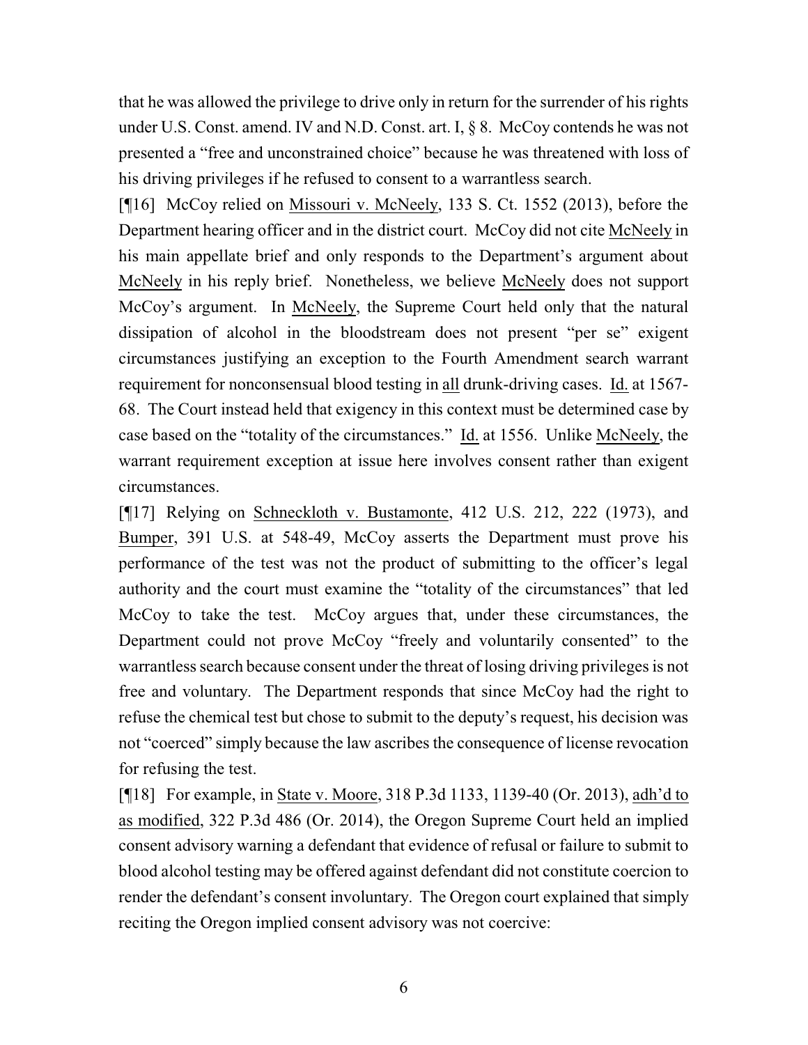that he was allowed the privilege to drive only in return for the surrender of his rights under U.S. Const. amend. IV and N.D. Const. art. I, § 8. McCoy contends he was not presented a "free and unconstrained choice" because he was threatened with loss of his driving privileges if he refused to consent to a warrantless search.

[¶16] McCoy relied on Missouri v. McNeely, 133 S. Ct. 1552 (2013), before the Department hearing officer and in the district court. McCoy did not cite McNeely in his main appellate brief and only responds to the Department's argument about McNeely in his reply brief. Nonetheless, we believe McNeely does not support McCoy's argument. In McNeely, the Supreme Court held only that the natural dissipation of alcohol in the bloodstream does not present "per se" exigent circumstances justifying an exception to the Fourth Amendment search warrant requirement for nonconsensual blood testing in all drunk-driving cases. Id. at 1567-68. The Court instead held that exigency in this context must be determined case by case based on the "totality of the circumstances." Id. at 1556. Unlike McNeely, the warrant requirement exception at issue here involves consent rather than exigent circumstances.

[¶17] Relying on Schneckloth v. Bustamonte, 412 U.S. 212, 222 (1973), and Bumper, 391 U.S. at 548-49, McCoy asserts the Department must prove his performance of the test was not the product of submitting to the officer's legal authority and the court must examine the "totality of the circumstances" that led McCoy to take the test. McCoy argues that, under these circumstances, the Department could not prove McCoy "freely and voluntarily consented" to the warrantless search because consent under the threat of losing driving privileges is not free and voluntary. The Department responds that since McCoy had the right to refuse the chemical test but chose to submit to the deputy's request, his decision was not "coerced" simply because the law ascribes the consequence of license revocation for refusing the test.

[¶18] For example, in State v. Moore, 318 P.3d 1133, 1139-40 (Or. 2013), adh'd to as modified, 322 P.3d 486 (Or. 2014), the Oregon Supreme Court held an implied consent advisory warning a defendant that evidence of refusal or failure to submit to blood alcohol testing may be offered against defendant did not constitute coercion to render the defendant's consent involuntary. The Oregon court explained that simply reciting the Oregon implied consent advisory was not coercive: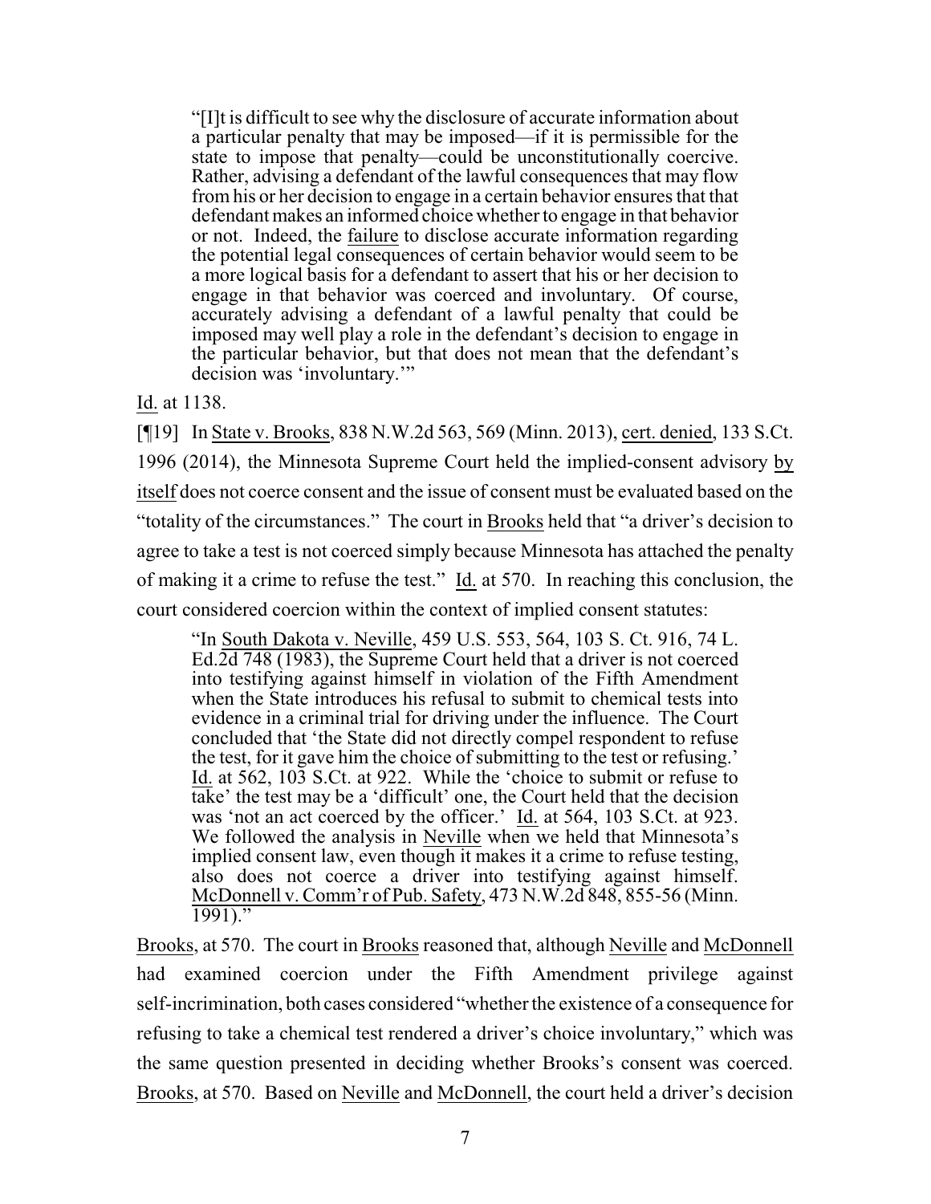> "[I]t is difficult to see why the disclosure of accurate information about a particular penalty that may be imposed—if it is permissible for the state to impose that penalty—could be unconstitutionally coercive. Rather, advising a defendant of the lawful consequences that may flow from his or her decision to engage in a certain behavior ensures that that defendant makes an informed choice whether to engage in that behavior or not. Indeed, the failure to disclose accurate information regarding the potential legal consequences of certain behavior would seem to be a more logical basis for a defendant to assert that his or her decision to engage in that behavior was coerced and involuntary. Of course, accurately advising a defendant of a lawful penalty that could be imposed may well play a role in the defendant's decision to engage in the particular behavior, but that does not mean that the defendant's decision was 'involuntary.'"

Id. at 1138.

[¶19] In State v. Brooks, 838 N.W.2d 563, 569 (Minn. 2013), cert. denied, 133 S.Ct. 1996 (2014), the Minnesota Supreme Court held the implied-consent advisory by itself does not coerce consent and the issue of consent must be evaluated based on the "totality of the circumstances." The court in Brooks held that "a driver's decision to agree to take a test is not coerced simply because Minnesota has attached the penalty of making it a crime to refuse the test." Id. at 570. In reaching this conclusion, the court considered coercion within the context of implied consent statutes:

> "In South Dakota v. Neville, 459 U.S. 553, 564, 103 S. Ct. 916, 74 L. Ed.2d 748 (1983), the Supreme Court held that a driver is not coerced into testifying against himself in violation of the Fifth Amendment when the State introduces his refusal to submit to chemical tests into evidence in a criminal trial for driving under the influence. The Court concluded that 'the State did not directly compel respondent to refuse the test, for it gave him the choice of submitting to the test or refusing.' Id. at 562, 103 S.Ct. at 922. While the 'choice to submit or refuse to take' the test may be a 'difficult' one, the Court held that the decision was 'not an act coerced by the officer.' Id. at 564, 103 S.Ct. at 923. We followed the analysis in Neville when we held that Minnesota's implied consent law, even though it makes it a crime to refuse testing, also does not coerce a driver into testifying against himself. McDonnell v. Comm'r of Pub. Safety, 473 N.W.2d 848, 855-56 (Minn. 1991)."

Brooks, at 570. The court in Brooks reasoned that, although Neville and McDonnell had examined coercion under the Fifth Amendment privilege against self-incrimination, both cases considered "whether the existence of a consequence for refusing to take a chemical test rendered a driver's choice involuntary," which was the same question presented in deciding whether Brooks's consent was coerced. Brooks, at 570. Based on Neville and McDonnell, the court held a driver's decision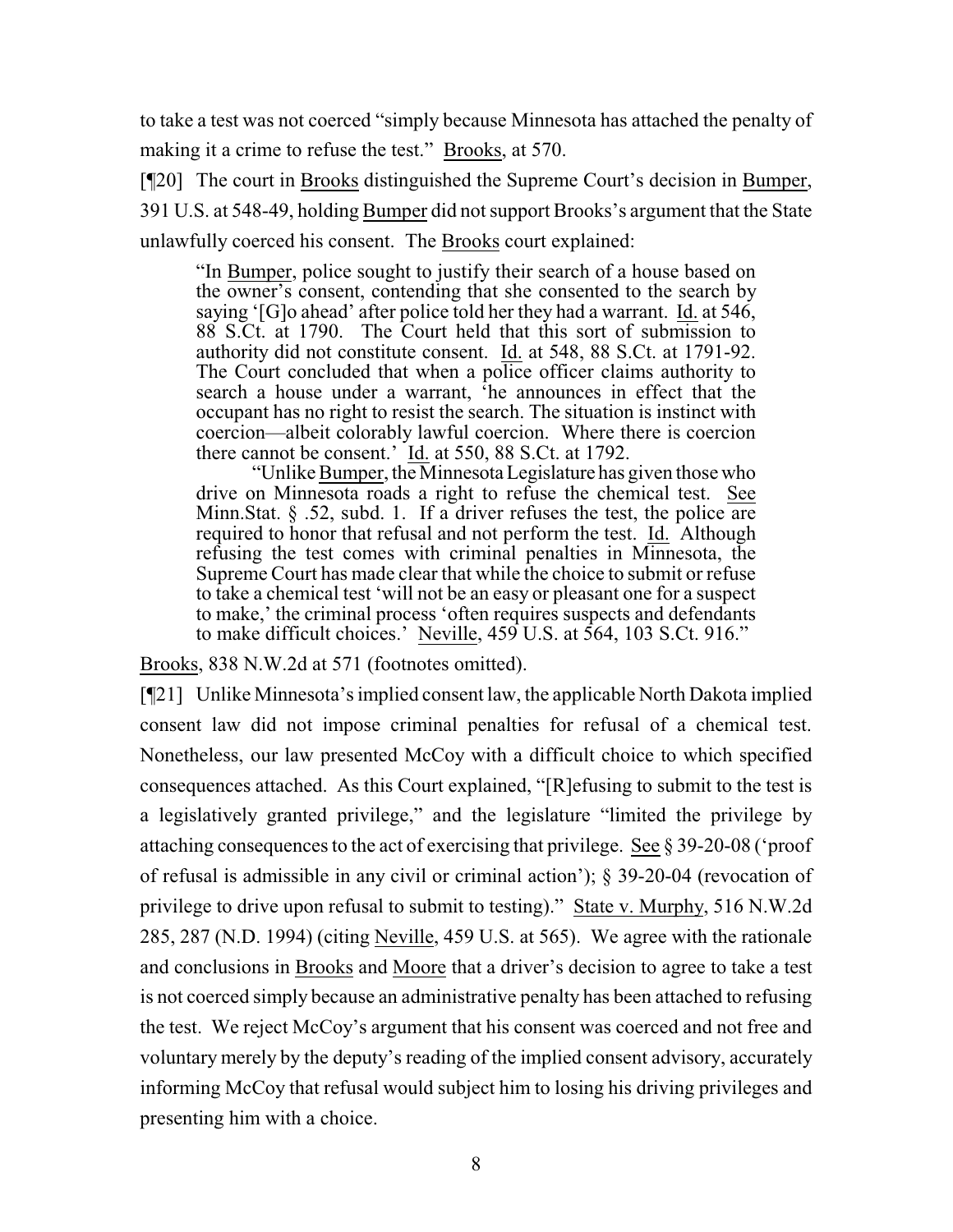to take a test was not coerced "simply because Minnesota has attached the penalty of making it a crime to refuse the test." Brooks, at 570.

[¶20] The court in Brooks distinguished the Supreme Court's decision in Bumper, 391 U.S. at 548-49, holding Bumper did not support Brooks's argument that the State unlawfully coerced his consent. The Brooks court explained:

> "In Bumper, police sought to justify their search of a house based on the owner's consent, contending that she consented to the search by saying '[G]o ahead' after police told her they had a warrant. Id. at 546, 88 S.Ct. at 1790. The Court held that this sort of submission to authority did not constitute consent. Id. at 548, 88 S.Ct. at 1791-92. The Court concluded that when a police officer claims authority to search a house under a warrant, 'he announces in effect that the occupant has no right to resist the search. The situation is instinct with coercion—albeit colorably lawful coercion. Where there is coercion there cannot be consent.' Id. at 550, 88 S.Ct. at 1792.
>
> "Unlike Bumper, the Minnesota Legislature has given those who drive on Minnesota roads a right to refuse the chemical test. See Minn.Stat. § .52, subd. 1. If a driver refuses the test, the police are required to honor that refusal and not perform the test. Id. Although refusing the test comes with criminal penalties in Minnesota, the Supreme Court has made clear that while the choice to submit or refuse to take a chemical test 'will not be an easy or pleasant one for a suspect to make,' the criminal process 'often requires suspects and defendants to make difficult choices.' Neville, 459 U.S. at 564, 103 S.Ct. 916."

Brooks, 838 N.W.2d at 571 (footnotes omitted).

[¶21] Unlike Minnesota's implied consent law, the applicable North Dakota implied consent law did not impose criminal penalties for refusal of a chemical test. Nonetheless, our law presented McCoy with a difficult choice to which specified consequences attached. As this Court explained, "[R]efusing to submit to the test is a legislatively granted privilege," and the legislature "limited the privilege by attaching consequences to the act of exercising that privilege. See § 39-20-08 ('proof of refusal is admissible in any civil or criminal action'); § 39-20-04 (revocation of privilege to drive upon refusal to submit to testing)." State v. Murphy, 516 N.W.2d 285, 287 (N.D. 1994) (citing Neville, 459 U.S. at 565). We agree with the rationale and conclusions in Brooks and Moore that a driver's decision to agree to take a test is not coerced simply because an administrative penalty has been attached to refusing the test. We reject McCoy's argument that his consent was coerced and not free and voluntary merely by the deputy's reading of the implied consent advisory, accurately informing McCoy that refusal would subject him to losing his driving privileges and presenting him with a choice.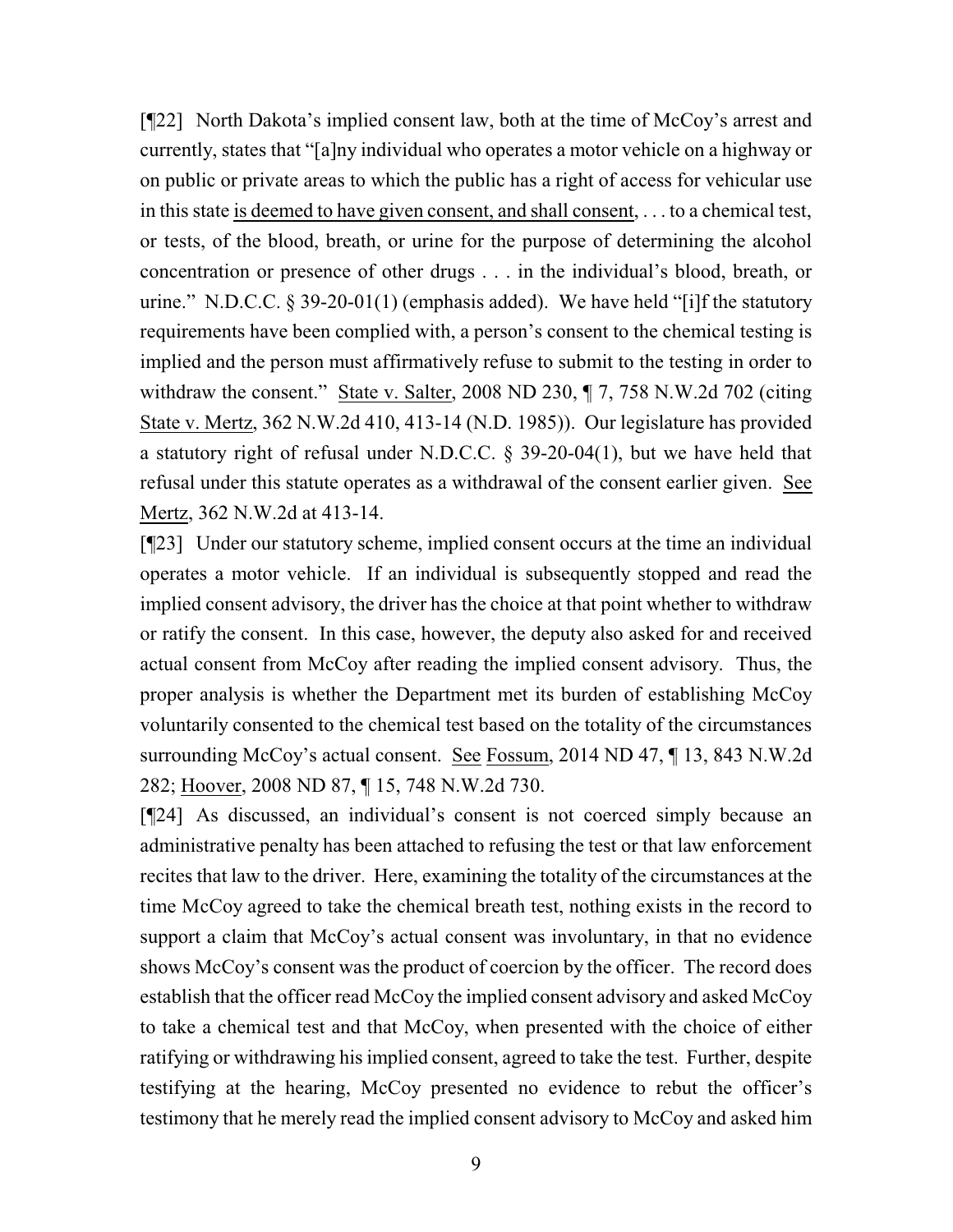[¶22] North Dakota's implied consent law, both at the time of McCoy's arrest and currently, states that "[a]ny individual who operates a motor vehicle on a highway or on public or private areas to which the public has a right of access for vehicular use in this state <u>is deemed to have given consent, and shall consent</u>, . . . to a chemical test, or tests, of the blood, breath, or urine for the purpose of determining the alcohol concentration or presence of other drugs . . . in the individual's blood, breath, or urine." N.D.C.C. § 39-20-01(1) (emphasis added). We have held "[i]f the statutory requirements have been complied with, a person's consent to the chemical testing is implied and the person must affirmatively refuse to submit to the testing in order to withdraw the consent." <u>State v. Salter</u>, 2008 ND 230, ¶ 7, 758 N.W.2d 702 (citing <u>State v. Mertz</u>, 362 N.W.2d 410, 413-14 (N.D. 1985)). Our legislature has provided a statutory right of refusal under N.D.C.C. § 39-20-04(1), but we have held that refusal under this statute operates as a withdrawal of the consent earlier given. <u>See</u> <u>Mertz</u>, 362 N.W.2d at 413-14.

[¶23] Under our statutory scheme, implied consent occurs at the time an individual operates a motor vehicle. If an individual is subsequently stopped and read the implied consent advisory, the driver has the choice at that point whether to withdraw or ratify the consent. In this case, however, the deputy also asked for and received actual consent from McCoy after reading the implied consent advisory. Thus, the proper analysis is whether the Department met its burden of establishing McCoy voluntarily consented to the chemical test based on the totality of the circumstances surrounding McCoy's actual consent. <u>See</u> <u>Fossum</u>, 2014 ND 47, ¶ 13, 843 N.W.2d 282; <u>Hoover</u>, 2008 ND 87, ¶ 15, 748 N.W.2d 730.

[¶24] As discussed, an individual's consent is not coerced simply because an administrative penalty has been attached to refusing the test or that law enforcement recites that law to the driver. Here, examining the totality of the circumstances at the time McCoy agreed to take the chemical breath test, nothing exists in the record to support a claim that McCoy's actual consent was involuntary, in that no evidence shows McCoy's consent was the product of coercion by the officer. The record does establish that the officer read McCoy the implied consent advisory and asked McCoy to take a chemical test and that McCoy, when presented with the choice of either ratifying or withdrawing his implied consent, agreed to take the test. Further, despite testifying at the hearing, McCoy presented no evidence to rebut the officer's testimony that he merely read the implied consent advisory to McCoy and asked him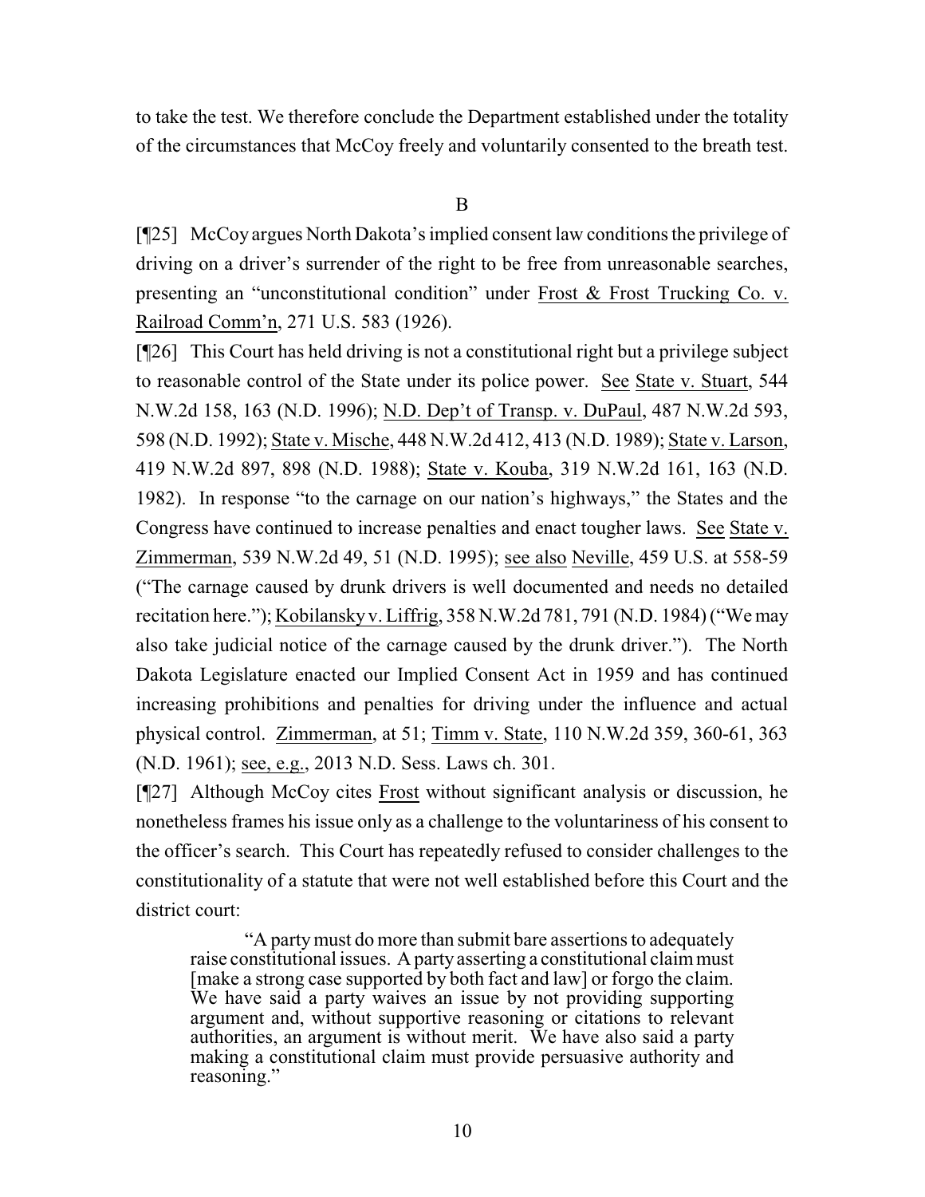to take the test. We therefore conclude the Department established under the totality of the circumstances that McCoy freely and voluntarily consented to the breath test.

B

[¶25] McCoy argues North Dakota's implied consent law conditions the privilege of driving on a driver's surrender of the right to be free from unreasonable searches, presenting an "unconstitutional condition" under Frost & Frost Trucking Co. v. Railroad Comm'n, 271 U.S. 583 (1926).

[¶26] This Court has held driving is not a constitutional right but a privilege subject to reasonable control of the State under its police power. See State v. Stuart, 544 N.W.2d 158, 163 (N.D. 1996); N.D. Dep't of Transp. v. DuPaul, 487 N.W.2d 593, 598 (N.D. 1992); State v. Mische, 448 N.W.2d 412, 413 (N.D. 1989); State v. Larson, 419 N.W.2d 897, 898 (N.D. 1988); State v. Kouba, 319 N.W.2d 161, 163 (N.D. 1982). In response "to the carnage on our nation's highways," the States and the Congress have continued to increase penalties and enact tougher laws. See State v. Zimmerman, 539 N.W.2d 49, 51 (N.D. 1995); see also Neville, 459 U.S. at 558-59 ("The carnage caused by drunk drivers is well documented and needs no detailed recitation here."); Kobilansky v. Liffrig, 358 N.W.2d 781, 791 (N.D. 1984) ("We may also take judicial notice of the carnage caused by the drunk driver."). The North Dakota Legislature enacted our Implied Consent Act in 1959 and has continued increasing prohibitions and penalties for driving under the influence and actual physical control. Zimmerman, at 51; Timm v. State, 110 N.W.2d 359, 360-61, 363 (N.D. 1961); see, e.g., 2013 N.D. Sess. Laws ch. 301.

[¶27] Although McCoy cites Frost without significant analysis or discussion, he nonetheless frames his issue only as a challenge to the voluntariness of his consent to the officer's search. This Court has repeatedly refused to consider challenges to the constitutionality of a statute that were not well established before this Court and the district court:

> "A party must do more than submit bare assertions to adequately raise constitutional issues. A party asserting a constitutional claim must [make a strong case supported by both fact and law] or forgo the claim. We have said a party waives an issue by not providing supporting argument and, without supportive reasoning or citations to relevant authorities, an argument is without merit. We have also said a party making a constitutional claim must provide persuasive authority and reasoning."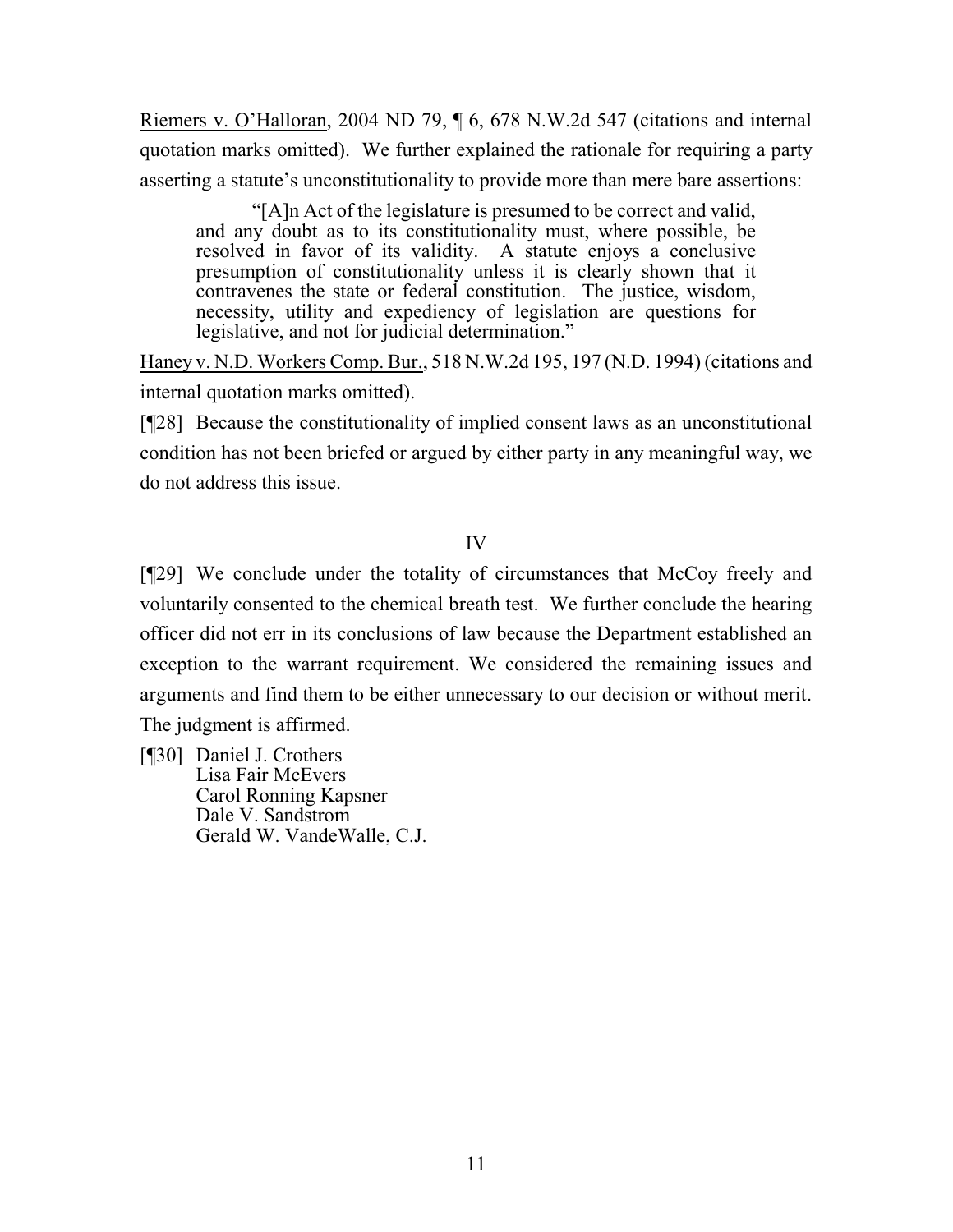Riemers v. O'Halloran, 2004 ND 79, ¶ 6, 678 N.W.2d 547 (citations and internal quotation marks omitted). We further explained the rationale for requiring a party asserting a statute's unconstitutionality to provide more than mere bare assertions:

> "[A]n Act of the legislature is presumed to be correct and valid, and any doubt as to its constitutionality must, where possible, be resolved in favor of its validity. A statute enjoys a conclusive presumption of constitutionality unless it is clearly shown that it contravenes the state or federal constitution. The justice, wisdom, necessity, utility and expediency of legislation are questions for legislative, and not for judicial determination."

Haney v. N.D. Workers Comp. Bur., 518 N.W.2d 195, 197 (N.D. 1994) (citations and internal quotation marks omitted).

[¶28] Because the constitutionality of implied consent laws as an unconstitutional condition has not been briefed or argued by either party in any meaningful way, we do not address this issue.

IV

[¶29] We conclude under the totality of circumstances that McCoy freely and voluntarily consented to the chemical breath test. We further conclude the hearing officer did not err in its conclusions of law because the Department established an exception to the warrant requirement. We considered the remaining issues and arguments and find them to be either unnecessary to our decision or without merit. The judgment is affirmed.

[¶30] Daniel J. Crothers
Lisa Fair McEvers
Carol Ronning Kapsner
Dale V. Sandstrom
Gerald W. VandeWalle, C.J.